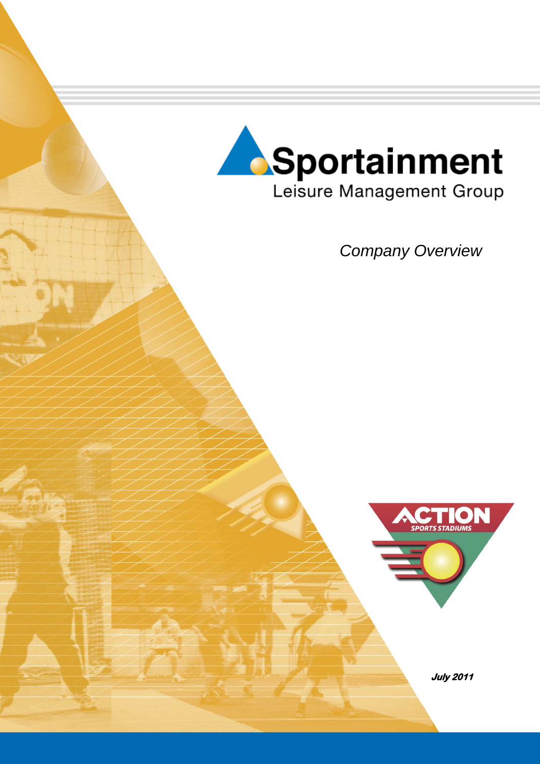# Sportainment

Leisure Management Group

*Company Overview*

ACTION

SPORTS STADIUMS

***July 2011***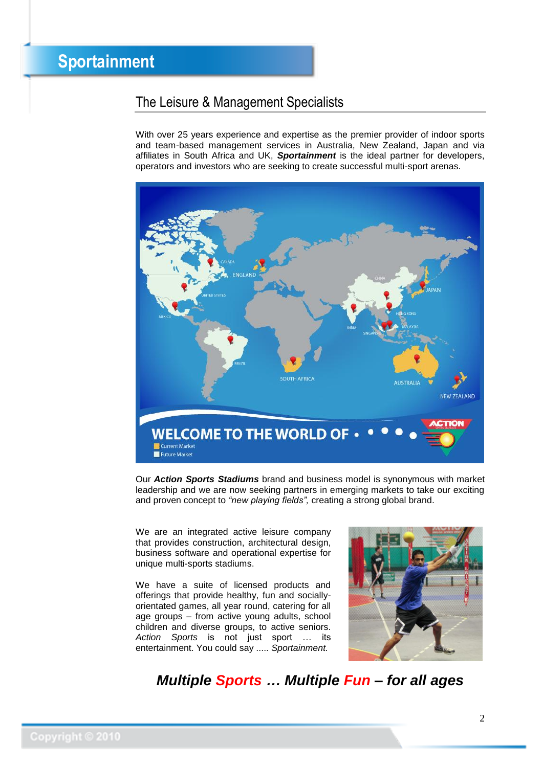# Sportainment

## The Leisure & Management Specialists

With over 25 years experience and expertise as the premier provider of indoor sports and team-based management services in Australia, New Zealand, Japan and via affiliates in South Africa and UK, ***Sportainment*** is the ideal partner for developers, operators and investors who are seeking to create successful multi-sport arenas.

Our ***Action Sports Stadiums*** brand and business model is synonymous with market leadership and we are now seeking partners in emerging markets to take our exciting and proven concept to *"new playing fields",* creating a strong global brand.

We are an integrated active leisure company that provides construction, architectural design, business software and operational expertise for unique multi-sports stadiums.

We have a suite of licensed products and offerings that provide healthy, fun and socially-orientated games, all year round, catering for all age groups – from active young adults, school children and diverse groups, to active seniors. *Action Sports* is not just sport … its entertainment. You could say ..... *Sportainment.*

***Multiple Sports … Multiple Fun – for all ages***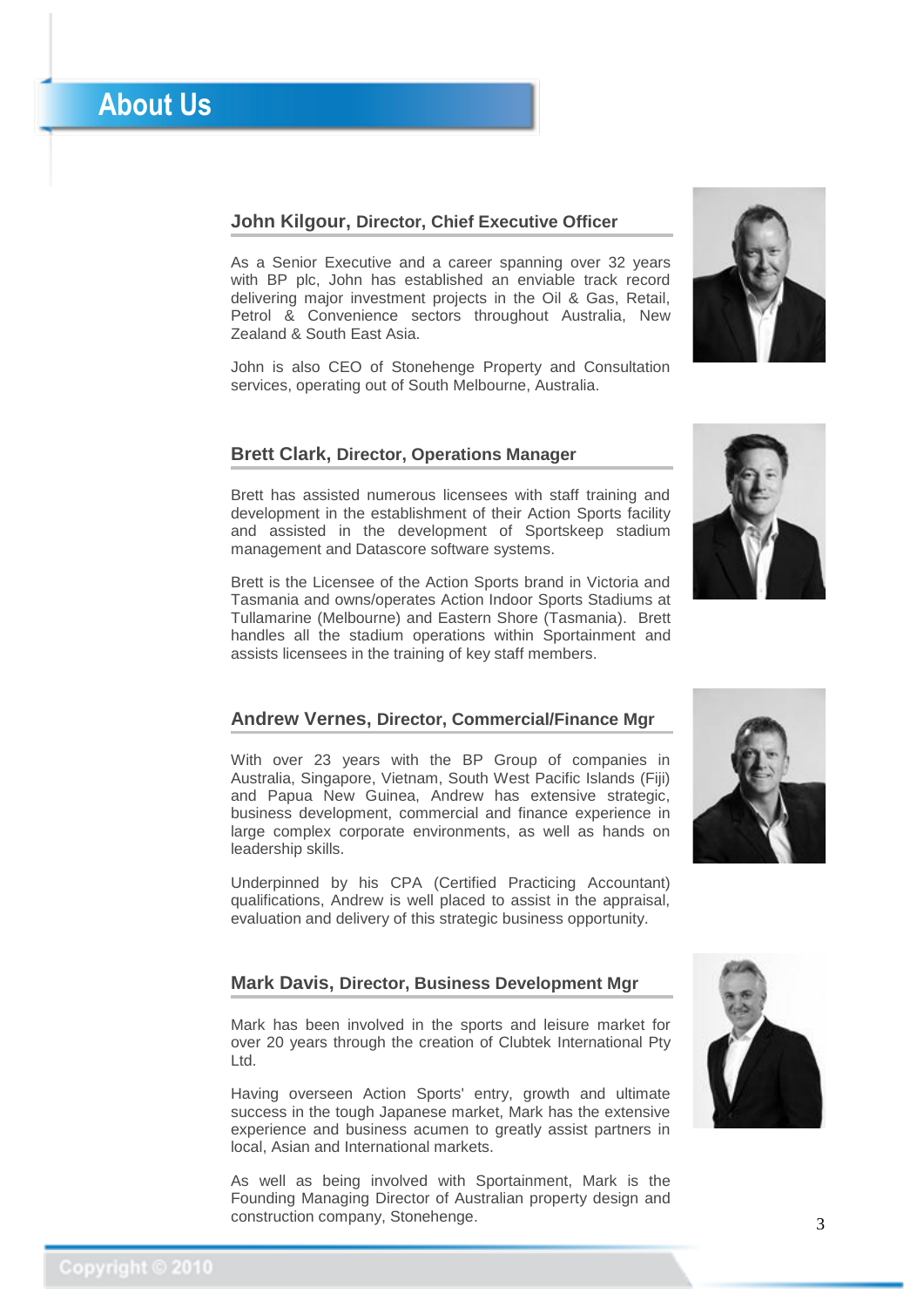# About Us

### John Kilgour, Director, Chief Executive Officer

As a Senior Executive and a career spanning over 32 years with BP plc, John has established an enviable track record delivering major investment projects in the Oil & Gas, Retail, Petrol & Convenience sectors throughout Australia, New Zealand & South East Asia.

John is also CEO of Stonehenge Property and Consultation services, operating out of South Melbourne, Australia.

### Brett Clark, Director, Operations Manager

Brett has assisted numerous licensees with staff training and development in the establishment of their Action Sports facility and assisted in the development of Sportskeep stadium management and Datascore software systems.

Brett is the Licensee of the Action Sports brand in Victoria and Tasmania and owns/operates Action Indoor Sports Stadiums at Tullamarine (Melbourne) and Eastern Shore (Tasmania). Brett handles all the stadium operations within Sportainment and assists licensees in the training of key staff members.

### Andrew Vernes, Director, Commercial/Finance Mgr

With over 23 years with the BP Group of companies in Australia, Singapore, Vietnam, South West Pacific Islands (Fiji) and Papua New Guinea, Andrew has extensive strategic, business development, commercial and finance experience in large complex corporate environments, as well as hands on leadership skills.

Underpinned by his CPA (Certified Practicing Accountant) qualifications, Andrew is well placed to assist in the appraisal, evaluation and delivery of this strategic business opportunity.

### Mark Davis, Director, Business Development Mgr

Mark has been involved in the sports and leisure market for over 20 years through the creation of Clubtek International Pty Ltd.

Having overseen Action Sports' entry, growth and ultimate success in the tough Japanese market, Mark has the extensive experience and business acumen to greatly assist partners in local, Asian and International markets.

As well as being involved with Sportainment, Mark is the Founding Managing Director of Australian property design and construction company, Stonehenge.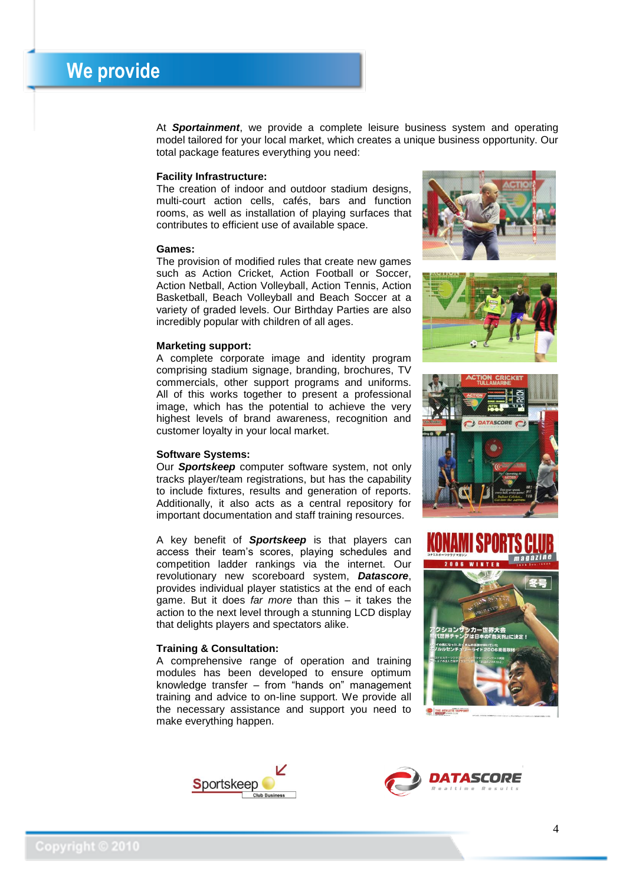# We provide

At ***Sportainment***, we provide a complete leisure business system and operating model tailored for your local market, which creates a unique business opportunity. Our total package features everything you need:

**Facility Infrastructure:**
The creation of indoor and outdoor stadium designs, multi-court action cells, cafés, bars and function rooms, as well as installation of playing surfaces that contributes to efficient use of available space.

**Games:**
The provision of modified rules that create new games such as Action Cricket, Action Football or Soccer, Action Netball, Action Volleyball, Action Tennis, Action Basketball, Beach Volleyball and Beach Soccer at a variety of graded levels. Our Birthday Parties are also incredibly popular with children of all ages.

**Marketing support:**
A complete corporate image and identity program comprising stadium signage, branding, brochures, TV commercials, other support programs and uniforms. All of this works together to present a professional image, which has the potential to achieve the very highest levels of brand awareness, recognition and customer loyalty in your local market.

**Software Systems:**
Our ***Sportskeep*** computer software system, not only tracks player/team registrations, but has the capability to include fixtures, results and generation of reports. Additionally, it also acts as a central repository for important documentation and staff training resources.

A key benefit of ***Sportskeep*** is that players can access their team's scores, playing schedules and competition ladder rankings via the internet. Our revolutionary new scoreboard system, ***Datascore***, provides individual player statistics at the end of each game. But it does *far more* than this – it takes the action to the next level through a stunning LCD display that delights players and spectators alike.

**Training & Consultation:**
A comprehensive range of operation and training modules has been developed to ensure optimum knowledge transfer – from "hands on" management training and advice to on-line support. We provide all the necessary assistance and support you need to make everything happen.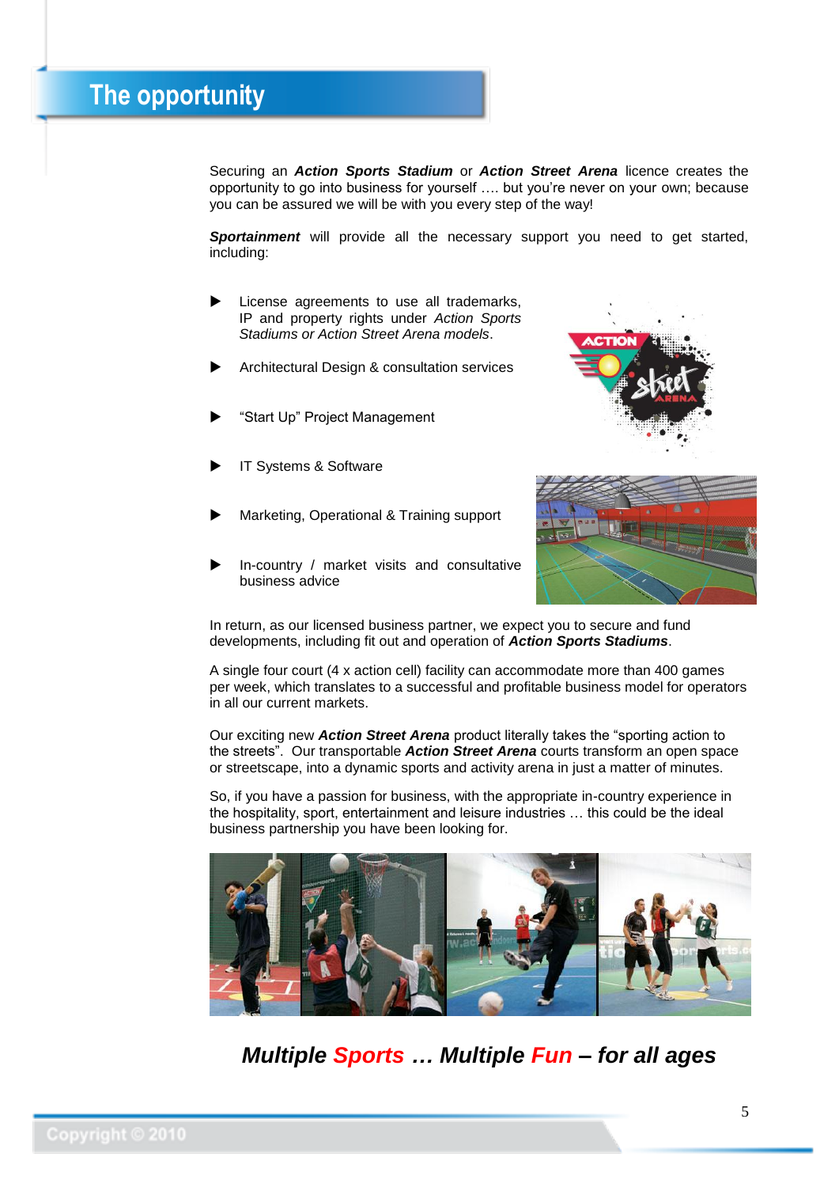# The opportunity

Securing an ***Action Sports Stadium*** or ***Action Street Arena*** licence creates the opportunity to go into business for yourself …. but you're never on your own; because you can be assured we will be with you every step of the way!

***Sportainment*** will provide all the necessary support you need to get started, including:

- License agreements to use all trademarks, IP and property rights under *Action Sports Stadiums or Action Street Arena models*.
- Architectural Design & consultation services
- "Start Up" Project Management
- IT Systems & Software
- Marketing, Operational & Training support
- In-country / market visits and consultative business advice

In return, as our licensed business partner, we expect you to secure and fund developments, including fit out and operation of ***Action Sports Stadiums***.

A single four court (4 x action cell) facility can accommodate more than 400 games per week, which translates to a successful and profitable business model for operators in all our current markets.

Our exciting new ***Action Street Arena*** product literally takes the "sporting action to the streets". Our transportable ***Action Street Arena*** courts transform an open space or streetscape, into a dynamic sports and activity arena in just a matter of minutes.

So, if you have a passion for business, with the appropriate in-country experience in the hospitality, sport, entertainment and leisure industries … this could be the ideal business partnership you have been looking for.

***Multiple Sports … Multiple Fun – for all ages***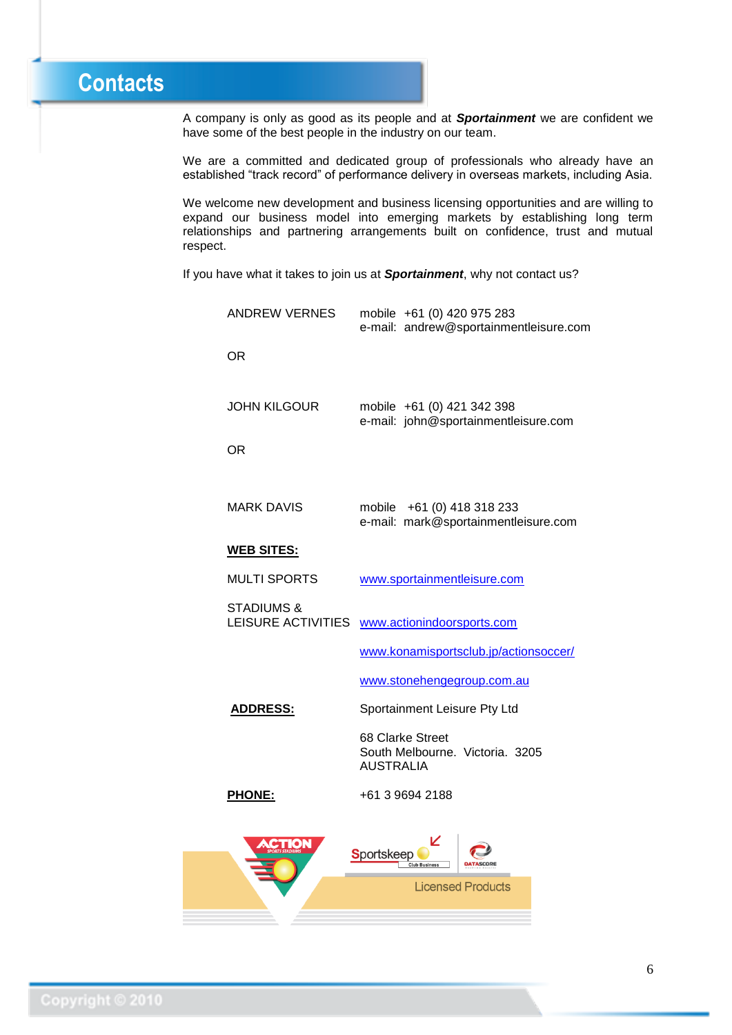# Contacts

A company is only as good as its people and at ***Sportainment*** we are confident we have some of the best people in the industry on our team.

We are a committed and dedicated group of professionals who already have an established "track record" of performance delivery in overseas markets, including Asia.

We welcome new development and business licensing opportunities and are willing to expand our business model into emerging markets by establishing long term relationships and partnering arrangements built on confidence, trust and mutual respect.

If you have what it takes to join us at ***Sportainment***, why not contact us?

| | |
|---|---|
| ANDREW VERNES | mobile +61 (0) 420 975 283<br>e-mail: andrew@sportainmentleisure.com |
| OR | |
| JOHN KILGOUR | mobile +61 (0) 421 342 398<br>e-mail: john@sportainmentleisure.com |
| OR | |
| MARK DAVIS | mobile +61 (0) 418 318 233<br>e-mail: mark@sportainmentleisure.com |

**WEB SITES:**

| | |
|---|---|
| MULTI SPORTS | www.sportainmentleisure.com |
| STADIUMS & LEISURE ACTIVITIES | www.actionindoorsports.com |
| | www.konamisportsclub.jp/actionsoccer/ |
| | www.stonehengegroup.com.au |

**ADDRESS:**

Sportainment Leisure Pty Ltd

68 Clarke Street
South Melbourne. Victoria. 3205
AUSTRALIA

**PHONE:** +61 3 9694 2188

ACTION SPORTS STADIUMS

Sportskeep Club Business

DATASCORE

Licensed Products

Copyright © 2010